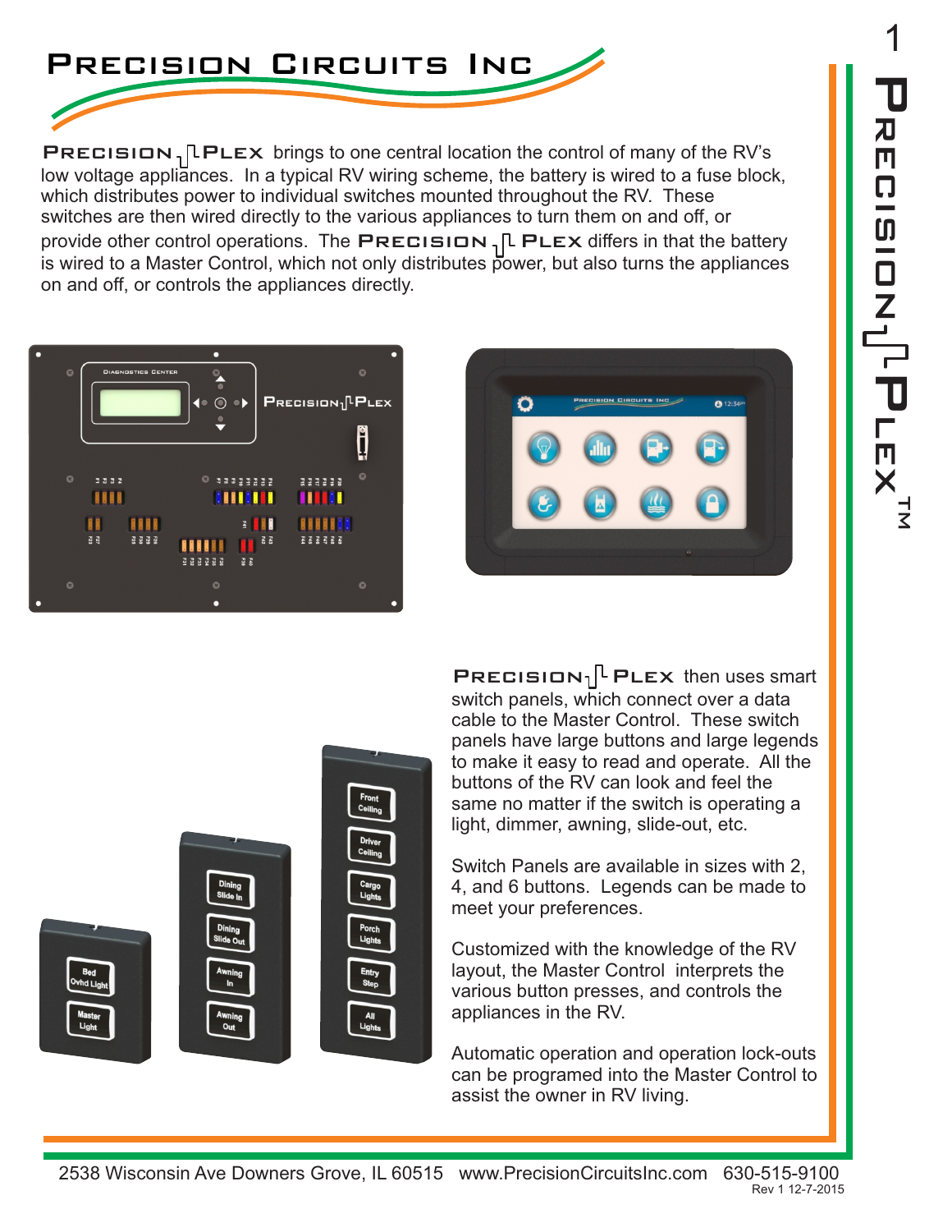# Precision Circuits Inc

**Precision Plex** brings to one central location the control of many of the RV's low voltage appliances. In a typical RV wiring scheme, the battery is wired to a fuse block, which distributes power to individual switches mounted throughout the RV. These switches are then wired directly to the various appliances to turn them on and off, or provide other control operations. The **Precision Plex** differs in that the battery is wired to a Master Control, which not only distributes power, but also turns the appliances on and off, or controls the appliances directly.

**Precision Plex** then uses smart switch panels, which connect over a data cable to the Master Control. These switch panels have large buttons and large legends to make it easy to read and operate. All the buttons of the RV can look and feel the same no matter if the switch is operating a light, dimmer, awning, slide-out, etc.

Switch Panels are available in sizes with 2, 4, and 6 buttons. Legends can be made to meet your preferences.

Customized with the knowledge of the RV layout, the Master Control interprets the various button presses, and controls the appliances in the RV.

Automatic operation and operation lock-outs can be programed into the Master Control to assist the owner in RV living.

2538 Wisconsin Ave Downers Grove, IL 60515 www.PrecisionCircuitsInc.com 630-515-9100

Rev 1 12-7-2015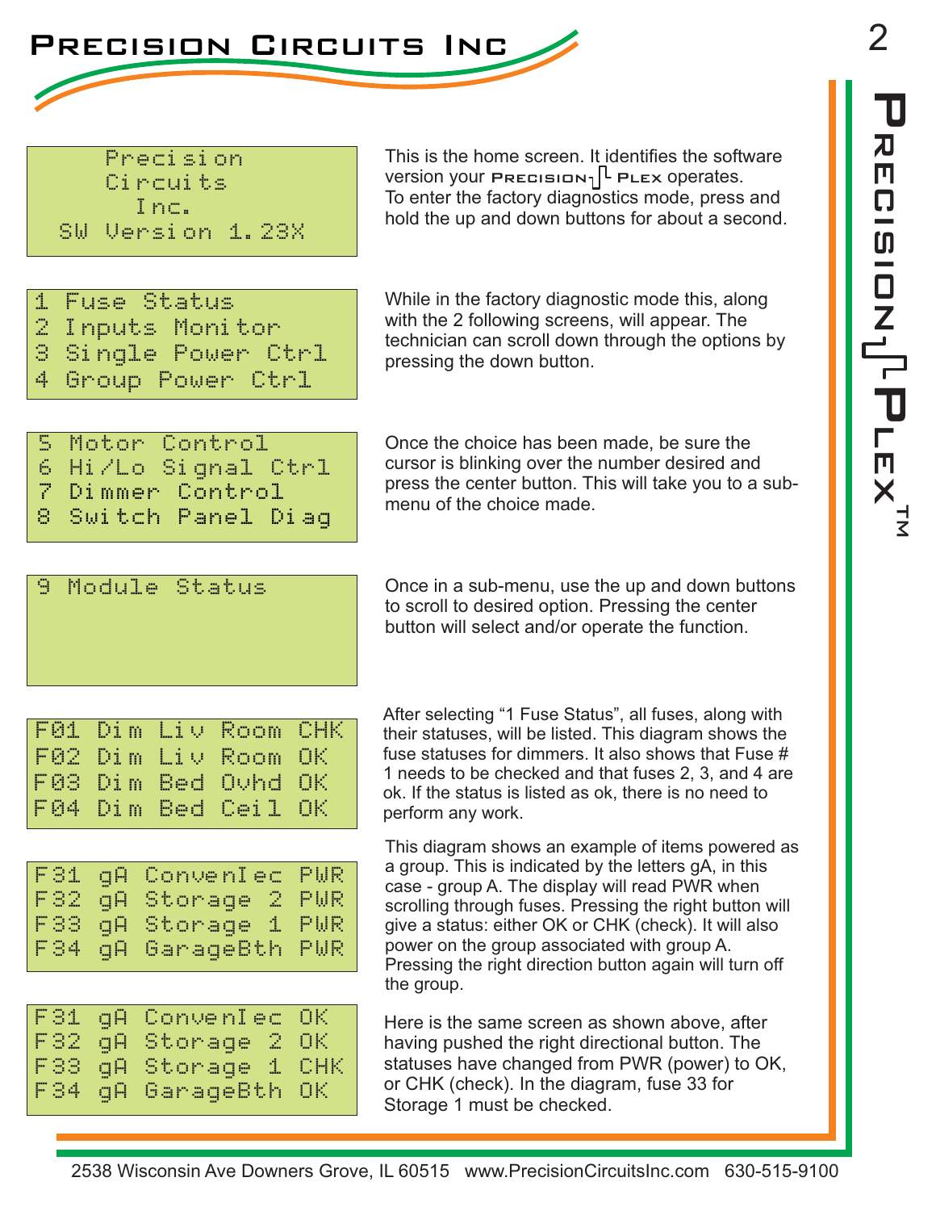```
    Precision
    Circuits
      Inc.
  SW Version 1.23X
```

This is the home screen. It identifies the software version your PRECISION PLEX operates.
To enter the factory diagnostics mode, press and hold the up and down buttons for about a second.

```
1 Fuse Status
2 Inputs Monitor
3 Single Power Ctrl
4 Group Power Ctrl
```

While in the factory diagnostic mode this, along with the 2 following screens, will appear. The technician can scroll down through the options by pressing the down button.

```
5 Motor Control
6 Hi/Lo Signal Ctrl
7 Dimmer Control
8 Switch Panel Diag
```

Once the choice has been made, be sure the cursor is blinking over the number desired and press the center button. This will take you to a sub-menu of the choice made.

```
9 Module Status
```

Once in a sub-menu, use the up and down buttons to scroll to desired option. Pressing the center button will select and/or operate the function.

```
F01 Dim Liv Room CHK
F02 Dim Liv Room OK
F03 Dim Bed Ovhd OK
F04 Dim Bed Ceil OK
```

After selecting "1 Fuse Status", all fuses, along with their statuses, will be listed. This diagram shows the fuse statuses for dimmers. It also shows that Fuse # 1 needs to be checked and that fuses 2, 3, and 4 are ok. If the status is listed as ok, there is no need to perform any work.

```
F31 gA ConvenIec PWR
F32 gA Storage 2 PWR
F33 gA Storage 1 PWR
F34 gA GarageBth PWR
```

This diagram shows an example of items powered as a group. This is indicated by the letters gA, in this case - group A. The display will read PWR when scrolling through fuses. Pressing the right button will give a status: either OK or CHK (check). It will also power on the group associated with group A. Pressing the right direction button again will turn off the group.

```
F31 gA ConvenIec OK
F32 gA Storage 2 OK
F33 gA Storage 1 CHK
F34 gA GarageBth OK
```

Here is the same screen as shown above, after having pushed the right directional button. The statuses have changed from PWR (power) to OK, or CHK (check). In the diagram, fuse 33 for Storage 1 must be checked.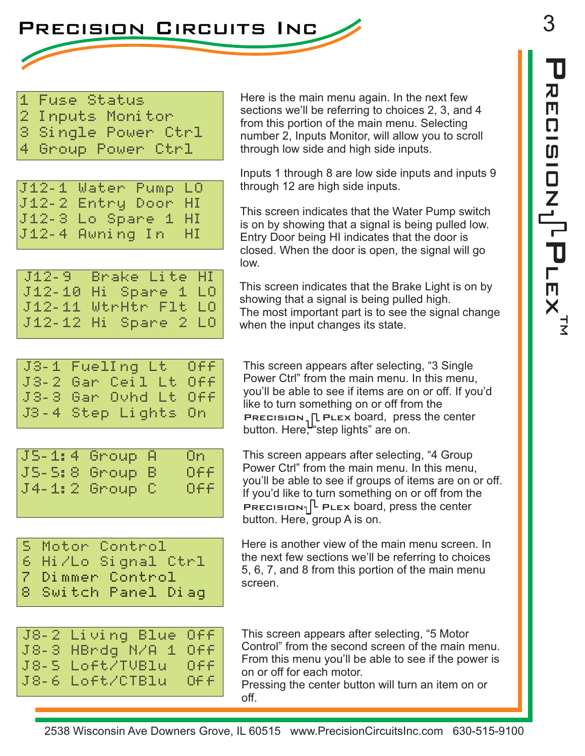```
1 Fuse Status
2 Inputs Monitor
3 Single Power Ctrl
4 Group Power Ctrl
```

Here is the main menu again. In the next few sections we'll be referring to choices 2, 3, and 4 from this portion of the main menu. Selecting number 2, Inputs Monitor, will allow you to scroll through low side and high side inputs.

```
J12-1 Water Pump LO
J12-2 Entry Door HI
J12-3 Lo Spare 1 HI
J12-4 Awning In  HI
```

Inputs 1 through 8 are low side inputs and inputs 9 through 12 are high side inputs.

This screen indicates that the Water Pump switch is on by showing that a signal is being pulled low. Entry Door being HI indicates that the door is closed. When the door is open, the signal will go low.

```
J12-9  Brake Lite HI
J12-10 Hi Spare 1 LO
J12-11 WtrHtr Flt LO
J12-12 Hi Spare 2 LO
```

This screen indicates that the Brake Light is on by showing that a signal is being pulled high. The most important part is to see the signal change when the input changes its state.

```
J3-1 FuelIng Lt  Off
J3-2 Gar Ceil Lt Off
J3-3 Gar Ovhd Lt Off
J3-4 Step Lights On
```

This screen appears after selecting, "3 Single Power Ctrl" from the main menu. In this menu, you'll be able to see if items are on or off. If you'd like to turn something on or off from the PRECISION PLEX board, press the center button. Here, "step lights" are on.

```
J5-1:4 Group A   On
J5-5:8 Group B   Off
J4-1:2 Group C   Off
```

This screen appears after selecting, "4 Group Power Ctrl" from the main menu. In this menu, you'll be able to see if groups of items are on or off. If you'd like to turn something on or off from the PRECISION PLEX board, press the center button. Here, group A is on.

```
5 Motor Control
6 Hi/Lo Signal Ctrl
7 Dimmer Control
8 Switch Panel Diag
```

Here is another view of the main menu screen. In the next few sections we'll be referring to choices 5, 6, 7, and 8 from this portion of the main menu screen.

```
J8-2 Living Blue Off
J8-3 HBrdg N/A 1 Off
J8-5 Loft/TVBlu  Off
J8-6 Loft/CTBlu  Off
```

This screen appears after selecting, "5 Motor Control" from the second screen of the main menu. From this menu you'll be able to see if the power is on or off for each motor.
Pressing the center button will turn an item on or off.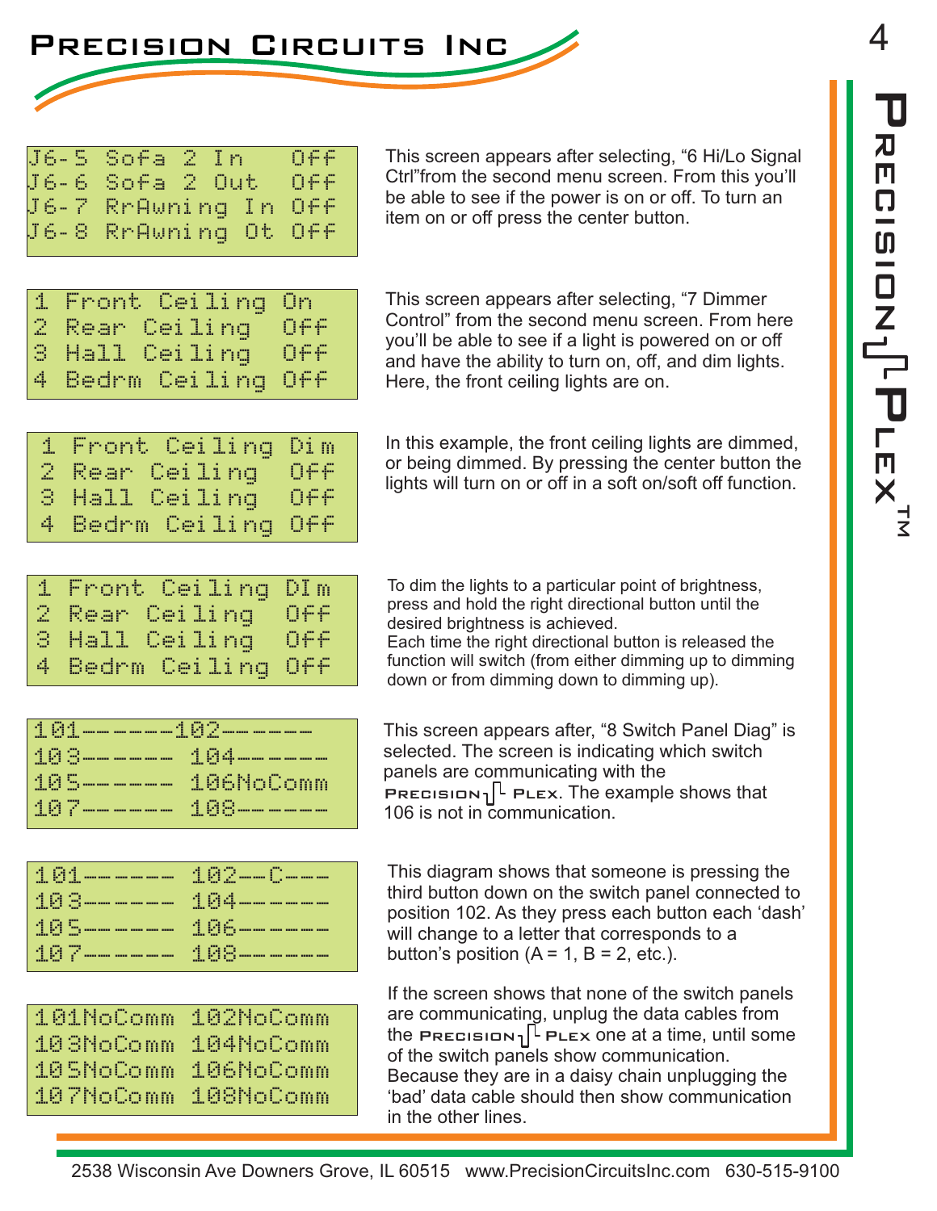```
J6-5 Sofa 2 In    Off
J6-6 Sofa 2 Out   Off
J6-7 RrAwning In  Off
J6-8 RrAwning Ot  Off
```

This screen appears after selecting, "6 Hi/Lo Signal Ctrl"from the second menu screen. From this you'll be able to see if the power is on or off. To turn an item on or off press the center button.

```
1 Front Ceiling On
2 Rear Ceiling  Off
3 Hall Ceiling  Off
4 Bedrm Ceiling Off
```

This screen appears after selecting, "7 Dimmer Control" from the second menu screen. From here you'll be able to see if a light is powered on or off and have the ability to turn on, off, and dim lights. Here, the front ceiling lights are on.

```
1 Front Ceiling Dim
2 Rear Ceiling  Off
3 Hall Ceiling  Off
4 Bedrm Ceiling Off
```

In this example, the front ceiling lights are dimmed, or being dimmed. By pressing the center button the lights will turn on or off in a soft on/soft off function.

```
1 Front Ceiling DIm
2 Rear Ceiling  Off
3 Hall Ceiling  Off
4 Bedrm Ceiling Off
```

To dim the lights to a particular point of brightness, press and hold the right directional button until the desired brightness is achieved.
Each time the right directional button is released the function will switch (from either dimming up to dimming down or from dimming down to dimming up).

```
101-------102-------
103------- 104-------
105------- 106NoComm
107------- 108-------
```

This screen appears after, "8 Switch Panel Diag" is selected. The screen is indicating which switch panels are communicating with the Precision Plex. The example shows that 106 is not in communication.

```
101------- 102--C---
103------- 104-------
105------- 106-------
107------- 108-------
```

This diagram shows that someone is pressing the third button down on the switch panel connected to position 102. As they press each button each 'dash' will change to a letter that corresponds to a button's position (A = 1, B = 2, etc.).

```
101NoComm 102NoComm
103NoComm 104NoComm
105NoComm 106NoComm
107NoComm 108NoComm
```

If the screen shows that none of the switch panels are communicating, unplug the data cables from the Precision Plex one at a time, until some of the switch panels show communication. Because they are in a daisy chain unplugging the 'bad' data cable should then show communication in the other lines.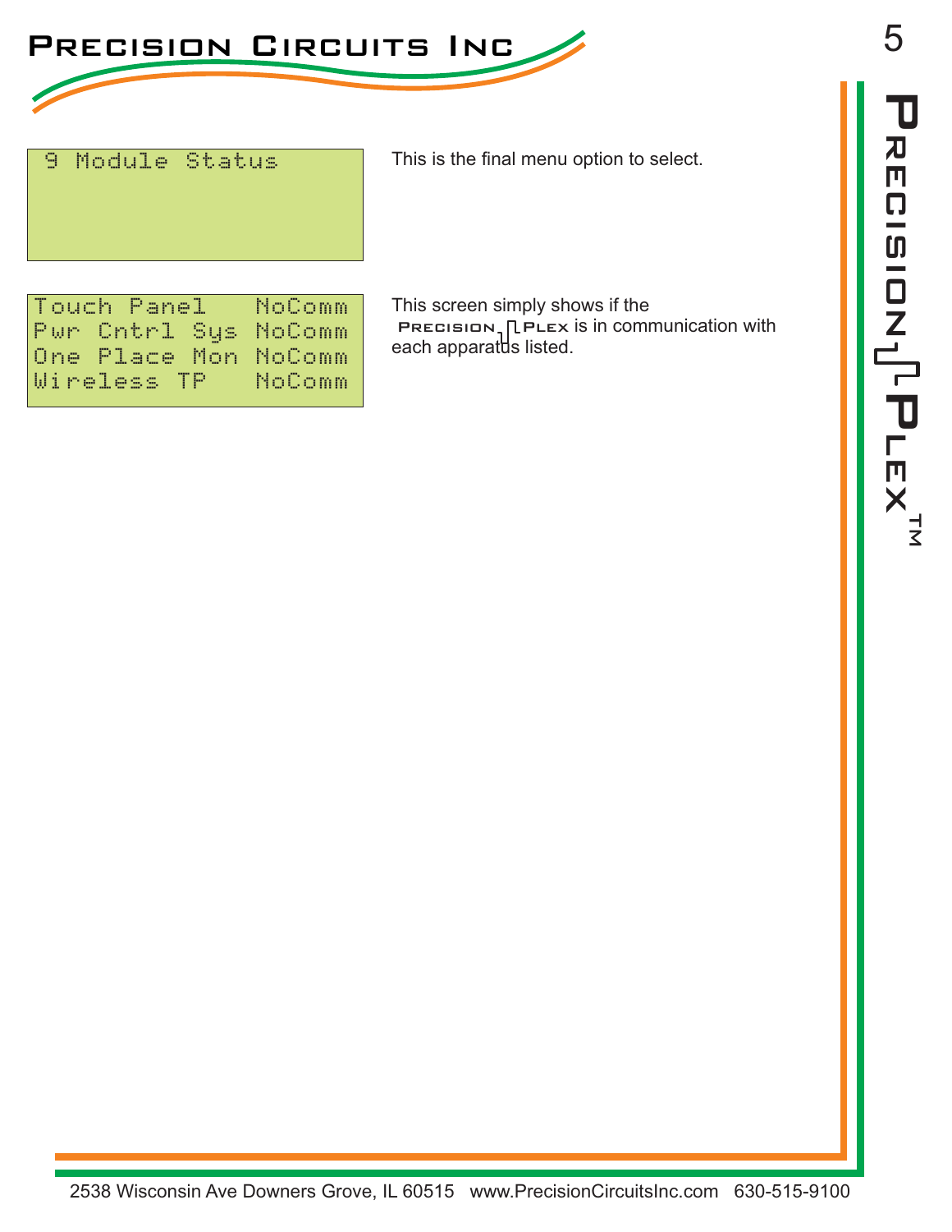```
 9 Module Status
```

This is the final menu option to select.

```
Touch Panel    NoComm
Pwr Cntrl Sys  NoComm
One Place Mon  NoComm
Wireless TP    NoComm
```

This screen simply shows if the PRECISION PLEX is in communication with each apparatus listed.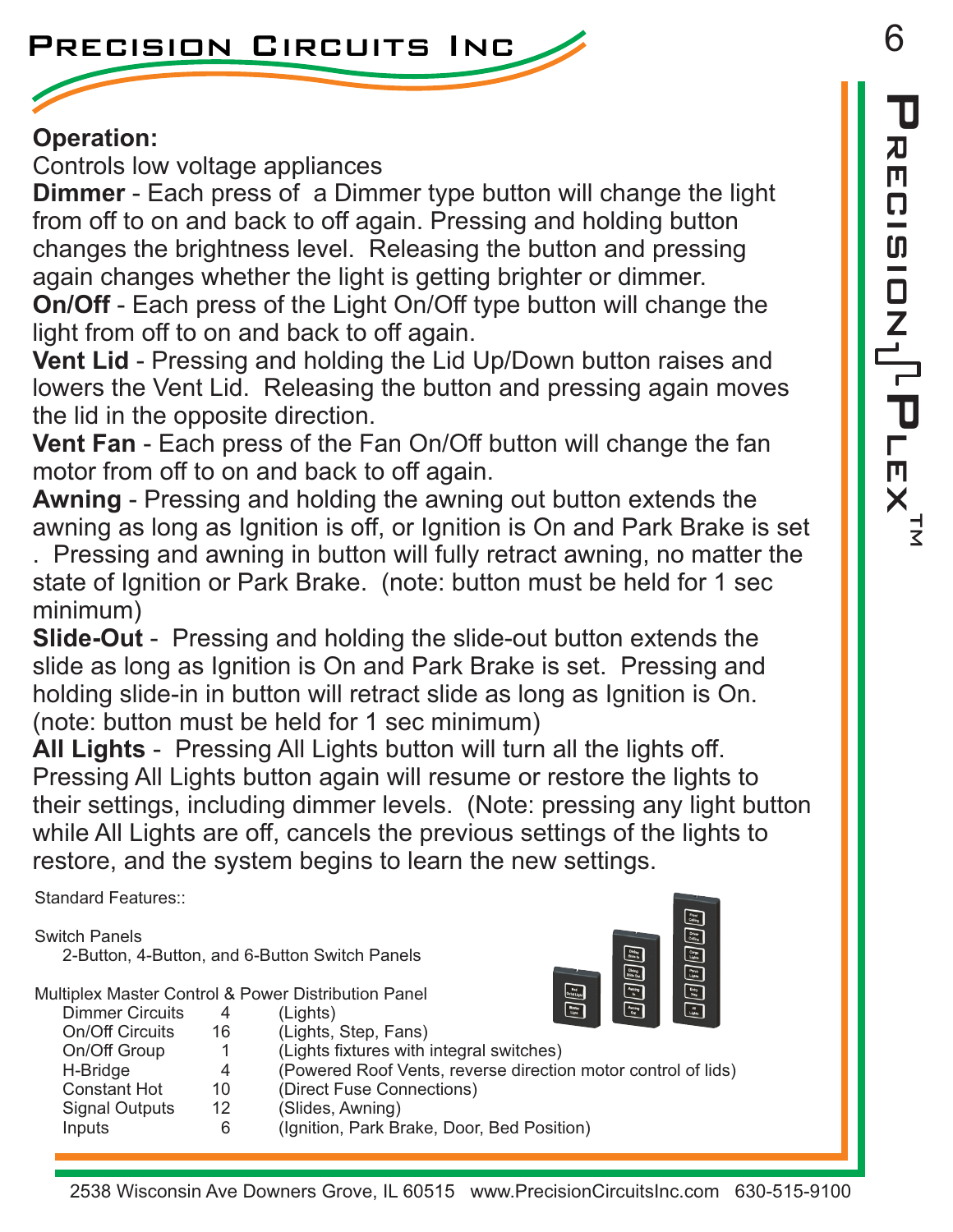**Operation:**

Controls low voltage appliances

**Dimmer** - Each press of a Dimmer type button will change the light from off to on and back to off again. Pressing and holding button changes the brightness level. Releasing the button and pressing again changes whether the light is getting brighter or dimmer.

**On/Off** - Each press of the Light On/Off type button will change the light from off to on and back to off again.

**Vent Lid** - Pressing and holding the Lid Up/Down button raises and lowers the Vent Lid. Releasing the button and pressing again moves the lid in the opposite direction.

**Vent Fan** - Each press of the Fan On/Off button will change the fan motor from off to on and back to off again.

**Awning** - Pressing and holding the awning out button extends the awning as long as Ignition is off, or Ignition is On and Park Brake is set . Pressing and awning in button will fully retract awning, no matter the state of Ignition or Park Brake. (note: button must be held for 1 sec minimum)

**Slide-Out** - Pressing and holding the slide-out button extends the slide as long as Ignition is On and Park Brake is set. Pressing and holding slide-in in button will retract slide as long as Ignition is On. (note: button must be held for 1 sec minimum)

**All Lights** - Pressing All Lights button will turn all the lights off. Pressing All Lights button again will resume or restore the lights to their settings, including dimmer levels. (Note: pressing any light button while All Lights are off, cancels the previous settings of the lights to restore, and the system begins to learn the new settings.

Standard Features::

Switch Panels

2-Button, 4-Button, and 6-Button Switch Panels

Multiplex Master Control & Power Distribution Panel

| | | |
|---|---|---|
| Dimmer Circuits | 4 | (Lights) |
| On/Off Circuits | 16 | (Lights, Step, Fans) |
| On/Off Group | 1 | (Lights fixtures with integral switches) |
| H-Bridge | 4 | (Powered Roof Vents, reverse direction motor control of lids) |
| Constant Hot | 10 | (Direct Fuse Connections) |
| Signal Outputs | 12 | (Slides, Awning) |
| Inputs | 6 | (Ignition, Park Brake, Door, Bed Position) |